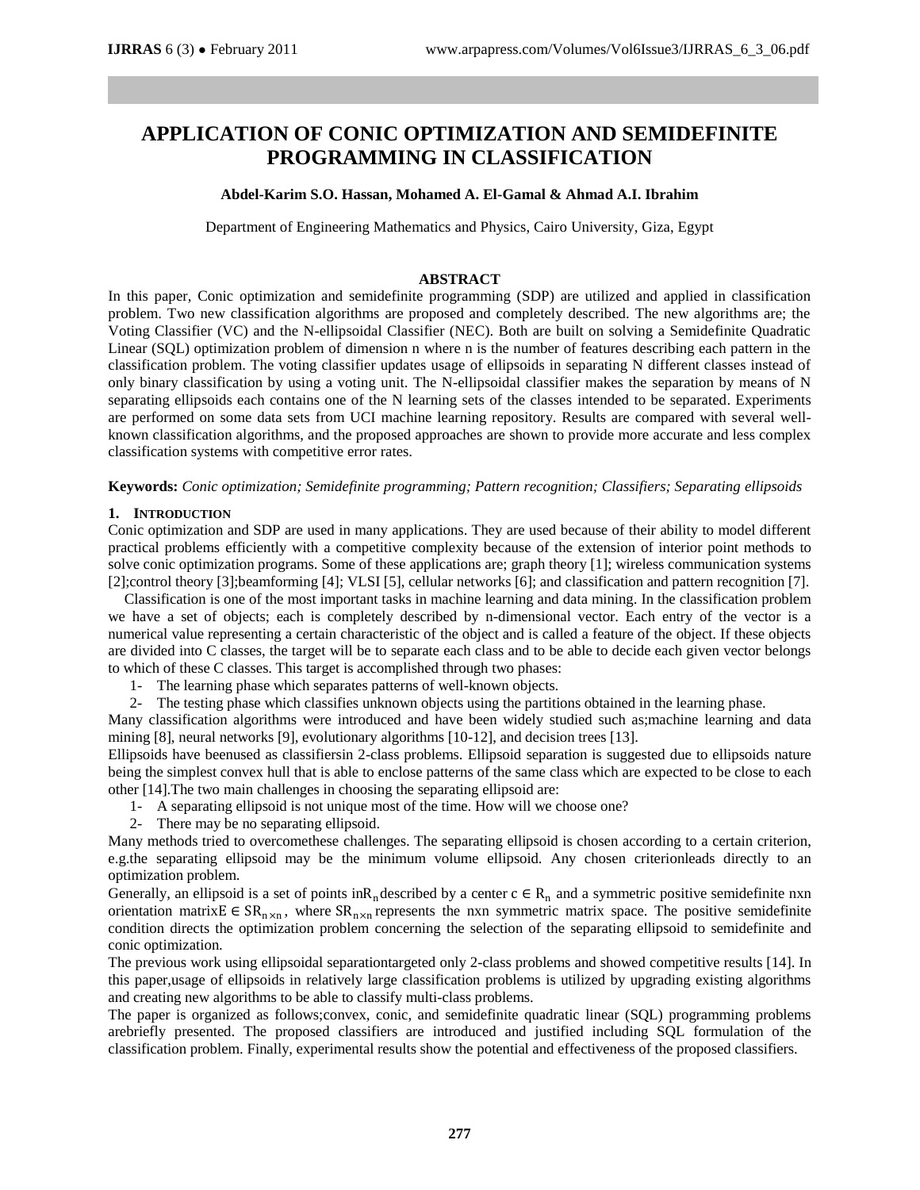# APPLICATION OF CONIC OPTIMIZATION AND SEMIDEFINITE PROGRAMMING IN CLASSIFICATION

**Abdel-Karim S.O. Hassan, Mohamed A. El-Gamal & Ahmad A.I. Ibrahim**

Department of Engineering Mathematics and Physics, Cairo University, Giza, Egypt

## ABSTRACT

In this paper, Conic optimization and semidefinite programming (SDP) are utilized and applied in classification problem. Two new classification algorithms are proposed and completely described. The new algorithms are; the Voting Classifier (VC) and the N-ellipsoidal Classifier (NEC). Both are built on solving a Semidefinite Quadratic Linear (SQL) optimization problem of dimension n where n is the number of features describing each pattern in the classification problem. The voting classifier updates usage of ellipsoids in separating N different classes instead of only binary classification by using a voting unit. The N-ellipsoidal classifier makes the separation by means of N separating ellipsoids each contains one of the N learning sets of the classes intended to be separated. Experiments are performed on some data sets from UCI machine learning repository. Results are compared with several well-known classification algorithms, and the proposed approaches are shown to provide more accurate and less complex classification systems with competitive error rates.

**Keywords:** *Conic optimization; Semidefinite programming; Pattern recognition; Classifiers; Separating ellipsoids*

## 1. INTRODUCTION

Conic optimization and SDP are used in many applications. They are used because of their ability to model different practical problems efficiently with a competitive complexity because of the extension of interior point methods to solve conic optimization programs. Some of these applications are; graph theory [1]; wireless communication systems [2];control theory [3];beamforming [4]; VLSI [5], cellular networks [6]; and classification and pattern recognition [7].

Classification is one of the most important tasks in machine learning and data mining. In the classification problem we have a set of objects; each is completely described by n-dimensional vector. Each entry of the vector is a numerical value representing a certain characteristic of the object and is called a feature of the object. If these objects are divided into C classes, the target will be to separate each class and to be able to decide each given vector belongs to which of these C classes. This target is accomplished through two phases:

1- The learning phase which separates patterns of well-known objects.
2- The testing phase which classifies unknown objects using the partitions obtained in the learning phase.

Many classification algorithms were introduced and have been widely studied such as;machine learning and data mining [8], neural networks [9], evolutionary algorithms [10-12], and decision trees [13].

Ellipsoids have beenused as classifiersin 2-class problems. Ellipsoid separation is suggested due to ellipsoids nature being the simplest convex hull that is able to enclose patterns of the same class which are expected to be close to each other [14].The two main challenges in choosing the separating ellipsoid are:

1- A separating ellipsoid is not unique most of the time. How will we choose one?
2- There may be no separating ellipsoid.

Many methods tried to overcomethese challenges. The separating ellipsoid is chosen according to a certain criterion, e.g.the separating ellipsoid may be the minimum volume ellipsoid. Any chosen criterionleads directly to an optimization problem.

Generally, an ellipsoid is a set of points in$R_n$described by a center $c \in R_n$ and a symmetric positive semidefinite nxn orientation matrix$E \in SR_{n\times n}$, where $SR_{n\times n}$ represents the nxn symmetric matrix space. The positive semidefinite condition directs the optimization problem concerning the selection of the separating ellipsoid to semidefinite and conic optimization.

The previous work using ellipsoidal separationtargeted only 2-class problems and showed competitive results [14]. In this paper,usage of ellipsoids in relatively large classification problems is utilized by upgrading existing algorithms and creating new algorithms to be able to classify multi-class problems.

The paper is organized as follows;convex, conic, and semidefinite quadratic linear (SQL) programming problems arebriefly presented. The proposed classifiers are introduced and justified including SQL formulation of the classification problem. Finally, experimental results show the potential and effectiveness of the proposed classifiers.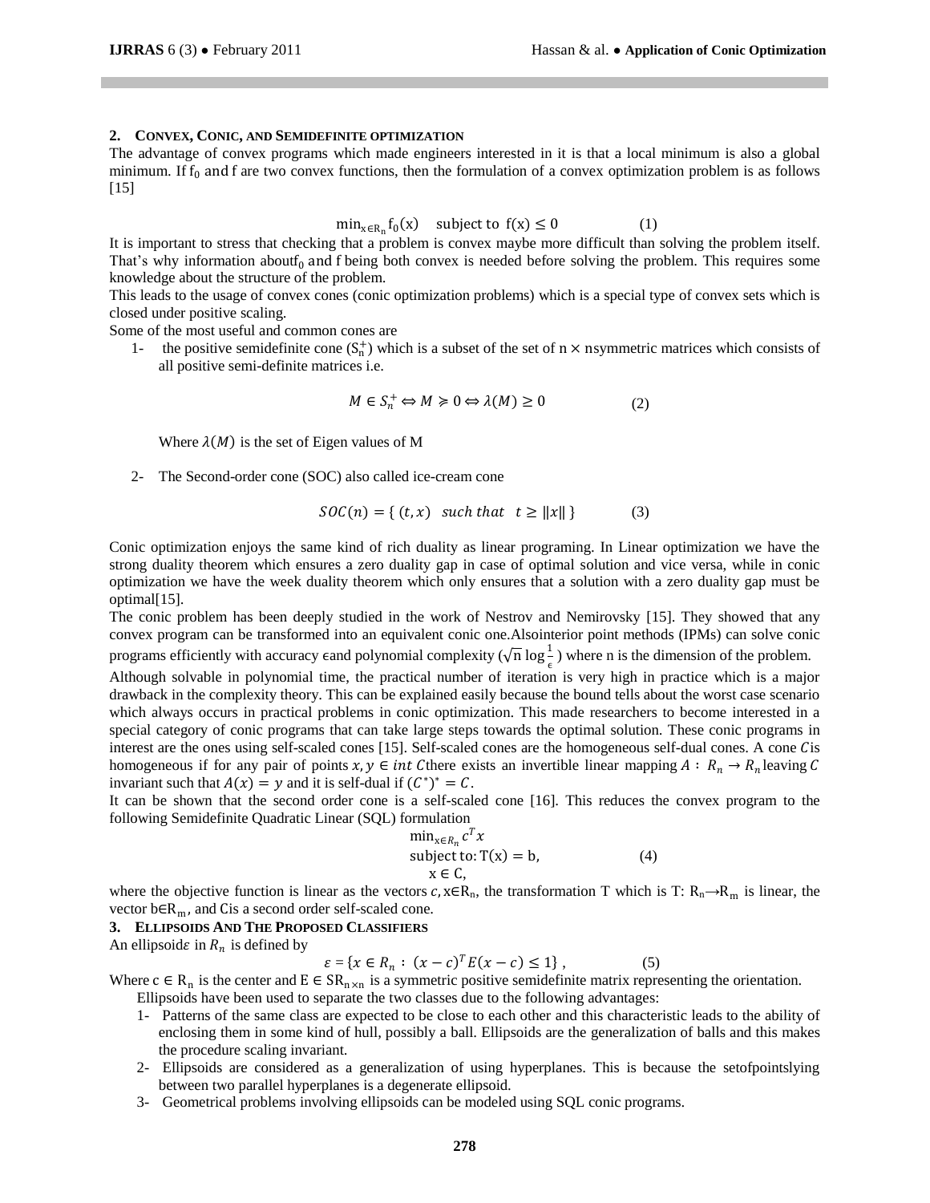## 2. CONVEX, CONIC, AND SEMIDEFINITE OPTIMIZATION

The advantage of convex programs which made engineers interested in it is that a local minimum is also a global minimum. If $f_0$ and f are two convex functions, then the formulation of a convex optimization problem is as follows [15]

$$\min_{x \in R_n} f_0(x) \quad \text{subject to } f(x) \le 0 \qquad (1)$$

It is important to stress that checking that a problem is convex maybe more difficult than solving the problem itself. That's why information about $f_0$ and f being both convex is needed before solving the problem. This requires some knowledge about the structure of the problem.

This leads to the usage of convex cones (conic optimization problems) which is a special type of convex sets which is closed under positive scaling.

Some of the most useful and common cones are

1- the positive semidefinite cone ($S_n^+$) which is a subset of the set of n × nsymmetric matrices which consists of all positive semi-definite matrices i.e.

$$M \in S_n^+ \Leftrightarrow M \succcurlyeq 0 \Leftrightarrow \lambda(M) \ge 0 \qquad (2)$$

Where $\lambda(M)$ is the set of Eigen values of M

2- The Second-order cone (SOC) also called ice-cream cone

$$SOC(n) = \{\, (t, x) \quad \text{such that} \quad t \ge \|x\| \,\} \qquad (3)$$

Conic optimization enjoys the same kind of rich duality as linear programing. In Linear optimization we have the strong duality theorem which ensures a zero duality gap in case of optimal solution and vice versa, while in conic optimization we have the week duality theorem which only ensures that a solution with a zero duality gap must be optimal[15].

The conic problem has been deeply studied in the work of Nestrov and Nemirovsky [15]. They showed that any convex program can be transformed into an equivalent conic one.Alsointerior point methods (IPMs) can solve conic programs efficiently with accuracy $\epsilon$and polynomial complexity ($\sqrt{n}\log\frac{1}{\epsilon}$) where n is the dimension of the problem.

Although solvable in polynomial time, the practical number of iteration is very high in practice which is a major drawback in the complexity theory. This can be explained easily because the bound tells about the worst case scenario which always occurs in practical problems in conic optimization. This made researchers to become interested in a special category of conic programs that can take large steps towards the optimal solution. These conic programs in interest are the ones using self-scaled cones [15]. Self-scaled cones are the homogeneous self-dual cones. A cone $C$is homogeneous if for any pair of points $x, y \in int\ C$there exists an invertible linear mapping $A : R_n \rightarrow R_n$ leaving $C$ invariant such that $A(x) = y$ and it is self-dual if $(C^*)^* = C$.

It can be shown that the second order cone is a self-scaled cone [16]. This reduces the convex program to the following Semidefinite Quadratic Linear (SQL) formulation

$$\begin{aligned} &\min_{x \in R_n} c^T x \\ &\text{subject to: } T(x) = b, \\ &\quad x \in C, \end{aligned} \qquad (4)$$

where the objective function is linear as the vectors $c, x \in R_n$, the transformation T which is T: $R_n \rightarrow R_m$ is linear, the vector $b \in R_m$, and Cis a second order self-scaled cone.

## 3. ELLIPSOIDS AND THE PROPOSED CLASSIFIERS

An ellipsoid$\varepsilon$ in $R_n$ is defined by

$$\varepsilon = \{x \in R_n : (x - c)^T E (x - c) \le 1\}\,, \qquad (5)$$

Where $c \in R_n$ is the center and $E \in SR_{n \times n}$ is a symmetric positive semidefinite matrix representing the orientation.

Ellipsoids have been used to separate the two classes due to the following advantages:

1- Patterns of the same class are expected to be close to each other and this characteristic leads to the ability of enclosing them in some kind of hull, possibly a ball. Ellipsoids are the generalization of balls and this makes the procedure scaling invariant.

2- Ellipsoids are considered as a generalization of using hyperplanes. This is because the setofpointslying between two parallel hyperplanes is a degenerate ellipsoid.

3- Geometrical problems involving ellipsoids can be modeled using SQL conic programs.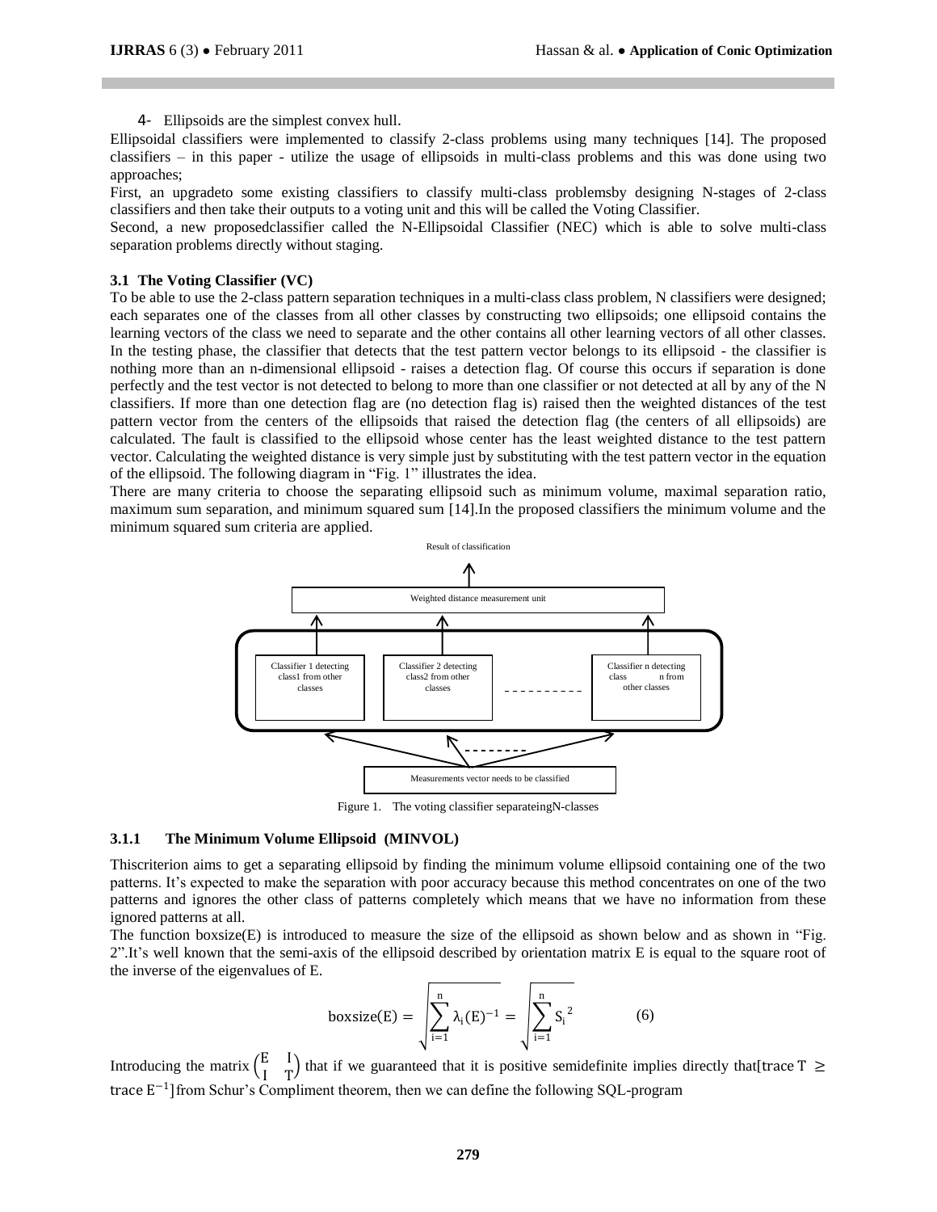4- Ellipsoids are the simplest convex hull.

Ellipsoidal classifiers were implemented to classify 2-class problems using many techniques [14]. The proposed classifiers – in this paper - utilize the usage of ellipsoids in multi-class problems and this was done using two approaches;

First, an upgradeto some existing classifiers to classify multi-class problemsby designing N-stages of 2-class classifiers and then take their outputs to a voting unit and this will be called the Voting Classifier.

Second, a new proposedclassifier called the N-Ellipsoidal Classifier (NEC) which is able to solve multi-class separation problems directly without staging.

### 3.1 The Voting Classifier (VC)

To be able to use the 2-class pattern separation techniques in a multi-class class problem, N classifiers were designed; each separates one of the classes from all other classes by constructing two ellipsoids; one ellipsoid contains the learning vectors of the class we need to separate and the other contains all other learning vectors of all other classes. In the testing phase, the classifier that detects that the test pattern vector belongs to its ellipsoid - the classifier is nothing more than an n-dimensional ellipsoid - raises a detection flag. Of course this occurs if separation is done perfectly and the test vector is not detected to belong to more than one classifier or not detected at all by any of the N classifiers. If more than one detection flag are (no detection flag is) raised then the weighted distances of the test pattern vector from the centers of the ellipsoids that raised the detection flag (the centers of all ellipsoids) are calculated. The fault is classified to the ellipsoid whose center has the least weighted distance to the test pattern vector. Calculating the weighted distance is very simple just by substituting with the test pattern vector in the equation of the ellipsoid. The following diagram in "Fig. 1" illustrates the idea.

There are many criteria to choose the separating ellipsoid such as minimum volume, maximal separation ratio, maximum sum separation, and minimum squared sum [14].In the proposed classifiers the minimum volume and the minimum squared sum criteria are applied.

Result of classification

Weighted distance measurement unit

Classifier 1 detecting class1 from other classes | Classifier 2 detecting class2 from other classes | ---------- | Classifier n detecting class n from other classes

Measurements vector needs to be classified

Figure 1. The voting classifier separateingN-classes

#### 3.1.1 The Minimum Volume Ellipsoid (MINVOL)

Thiscriterion aims to get a separating ellipsoid by finding the minimum volume ellipsoid containing one of the two patterns. It's expected to make the separation with poor accuracy because this method concentrates on one of the two patterns and ignores the other class of patterns completely which means that we have no information from these ignored patterns at all.

The function boxsize(E) is introduced to measure the size of the ellipsoid as shown below and as shown in "Fig. 2".It's well known that the semi-axis of the ellipsoid described by orientation matrix E is equal to the square root of the inverse of the eigenvalues of E.

$$\text{boxsize}(E) = \sqrt{\sum_{i=1}^{n} \lambda_i(E)^{-1}} = \sqrt{\sum_{i=1}^{n} S_i^{\,2}} \qquad (6)$$

Introducing the matrix $\begin{pmatrix} E & I \\ I & T \end{pmatrix}$ that if we guaranteed that it is positive semidefinite implies directly that[$\text{trace } T \geq \text{trace } E^{-1}$] from Schur's Compliment theorem, then we can define the following SQL-program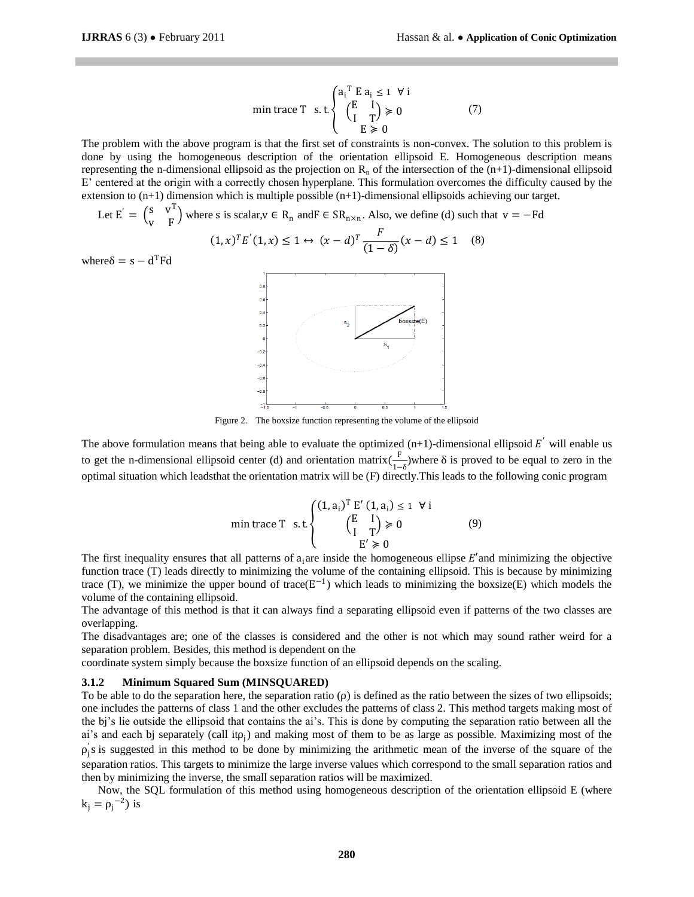$$\min \operatorname{trace} T \quad \text{s.t.} \begin{cases} a_i^T E a_i \leq 1 \quad \forall i \\ \begin{pmatrix} E & I \\ I & T \end{pmatrix} \succcurlyeq 0 \\ E \succcurlyeq 0 \end{cases} \tag{7}$$

The problem with the above program is that the first set of constraints is non-convex. The solution to this problem is done by using the homogeneous description of the orientation ellipsoid E. Homogeneous description means representing the n-dimensional ellipsoid as the projection on $R_n$ of the intersection of the (n+1)-dimensional ellipsoid E' centered at the origin with a correctly chosen hyperplane. This formulation overcomes the difficulty caused by the extension to (n+1) dimension which is multiple possible (n+1)-dimensional ellipsoids achieving our target.

Let $E' = \begin{pmatrix} s & v^T \\ v & F \end{pmatrix}$ where s is scalar, $v \in R_n$ and $F \in SR_{n\times n}$. Also, we define (d) such that $v = -Fd$

$$(1,x)^T E'(1,x) \leq 1 \leftrightarrow (x-d)^T \frac{F}{(1-\delta)}(x-d) \leq 1 \tag{8}$$

where $\delta = s - d^T F d$

Figure 2. The boxsize function representing the volume of the ellipsoid

The above formulation means that being able to evaluate the optimized (n+1)-dimensional ellipsoid $E'$ will enable us to get the n-dimensional ellipsoid center (d) and orientation matrix($\frac{F}{1-\delta}$)where $\delta$ is proved to be equal to zero in the optimal situation which leadsthat the orientation matrix will be (F) directly.This leads to the following conic program

$$\min \operatorname{trace} T \quad \text{s.t.} \begin{cases} (1,a_i)^T E' (1,a_i) \leq 1 \quad \forall i \\ \begin{pmatrix} E & I \\ I & T \end{pmatrix} \succcurlyeq 0 \\ E' \succcurlyeq 0 \end{cases} \tag{9}$$

The first inequality ensures that all patterns of $a_i$ are inside the homogeneous ellipse $E'$ and minimizing the objective function trace (T) leads directly to minimizing the volume of the containing ellipsoid. This is because by minimizing trace (T), we minimize the upper bound of trace($E^{-1}$) which leads to minimizing the boxsize(E) which models the volume of the containing ellipsoid.

The advantage of this method is that it can always find a separating ellipsoid even if patterns of the two classes are overlapping.

The disadvantages are; one of the classes is considered and the other is not which may sound rather weird for a separation problem. Besides, this method is dependent on the coordinate system simply because the boxsize function of an ellipsoid depends on the scaling.

### 3.1.2 Minimum Squared Sum (MINSQUARED)

To be able to do the separation here, the separation ratio ($\rho$) is defined as the ratio between the sizes of two ellipsoids; one includes the patterns of class 1 and the other excludes the patterns of class 2. This method targets making most of the bj's lie outside the ellipsoid that contains the ai's. This is done by computing the separation ratio between all the ai's and each bj separately (call it$\rho_j$) and making most of them to be as large as possible. Maximizing most of the $\rho_j'$s is suggested in this method to be done by minimizing the arithmetic mean of the inverse of the square of the separation ratios. This targets to minimize the large inverse values which correspond to the small separation ratios and then by minimizing the inverse, the small separation ratios will be maximized.

Now, the SQL formulation of this method using homogeneous description of the orientation ellipsoid E (where $k_j = \rho_j^{-2}$) is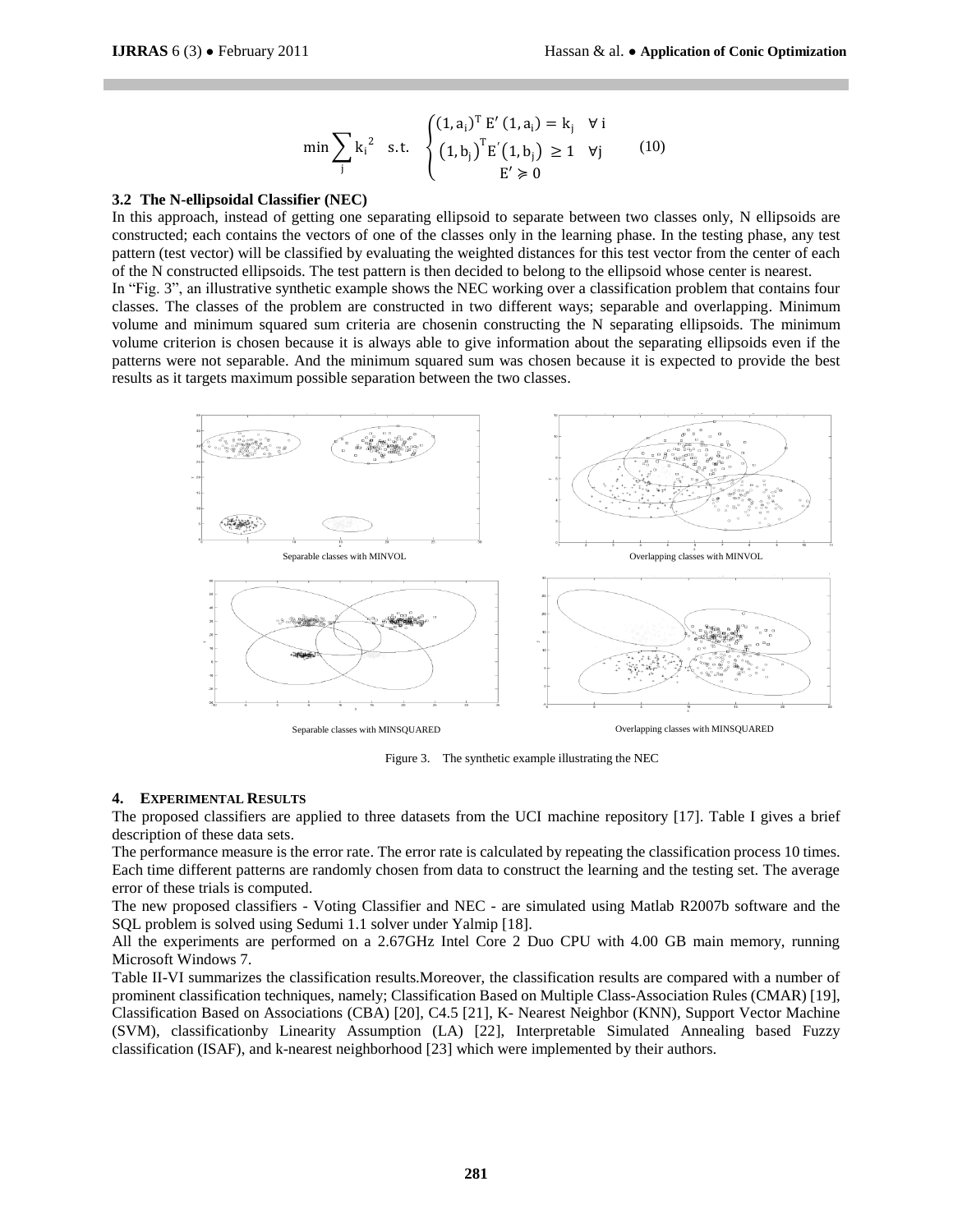$$\min \sum_j k_i{}^2 \quad \text{s.t.} \quad \begin{cases} (1, a_i)^T E' (1, a_i) = k_j & \forall i \\ (1, b_j)^T E' (1, b_j) \geq 1 & \forall j \\ E' \succcurlyeq 0 \end{cases} \qquad (10)$$

### 3.2 The N-ellipsoidal Classifier (NEC)

In this approach, instead of getting one separating ellipsoid to separate between two classes only, N ellipsoids are constructed; each contains the vectors of one of the classes only in the learning phase. In the testing phase, any test pattern (test vector) will be classified by evaluating the weighted distances for this test vector from the center of each of the N constructed ellipsoids. The test pattern is then decided to belong to the ellipsoid whose center is nearest.

In "Fig. 3", an illustrative synthetic example shows the NEC working over a classification problem that contains four classes. The classes of the problem are constructed in two different ways; separable and overlapping. Minimum volume and minimum squared sum criteria are chosenin constructing the N separating ellipsoids. The minimum volume criterion is chosen because it is always able to give information about the separating ellipsoids even if the patterns were not separable. And the minimum squared sum was chosen because it is expected to provide the best results as it targets maximum possible separation between the two classes.

Separable classes with MINVOL

Overlapping classes with MINVOL

Separable classes with MINSQUARED

Overlapping classes with MINSQUARED

Figure 3. The synthetic example illustrating the NEC

## 4. EXPERIMENTAL RESULTS

The proposed classifiers are applied to three datasets from the UCI machine repository [17]. Table I gives a brief description of these data sets.

The performance measure is the error rate. The error rate is calculated by repeating the classification process 10 times. Each time different patterns are randomly chosen from data to construct the learning and the testing set. The average error of these trials is computed.

The new proposed classifiers - Voting Classifier and NEC - are simulated using Matlab R2007b software and the SQL problem is solved using Sedumi 1.1 solver under Yalmip [18].

All the experiments are performed on a 2.67GHz Intel Core 2 Duo CPU with 4.00 GB main memory, running Microsoft Windows 7.

Table II-VI summarizes the classification results.Moreover, the classification results are compared with a number of prominent classification techniques, namely; Classification Based on Multiple Class-Association Rules (CMAR) [19], Classification Based on Associations (CBA) [20], C4.5 [21], K- Nearest Neighbor (KNN), Support Vector Machine (SVM), classificationby Linearity Assumption (LA) [22], Interpretable Simulated Annealing based Fuzzy classification (ISAF), and k-nearest neighborhood [23] which were implemented by their authors.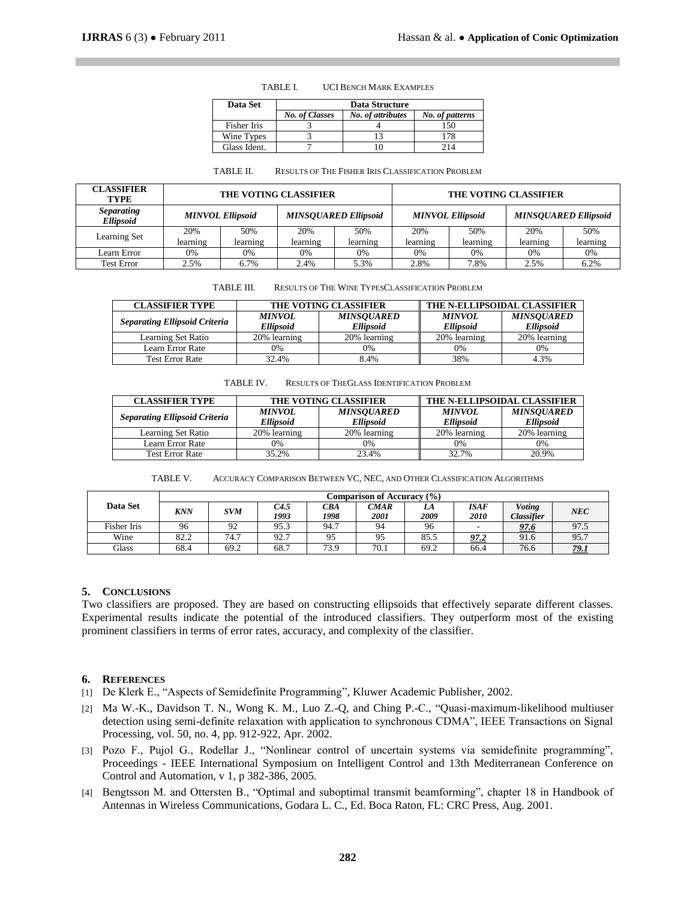TABLE I. UCI BENCH MARK EXAMPLES

| Data Set | Data Structure | | |
|---|---|---|---|
| | *No. of Classes* | *No. of attributes* | *No. of patterns* |
| Fisher Iris | 3 | 4 | 150 |
| Wine Types | 3 | 13 | 178 |
| Glass Ident. | 7 | 10 | 214 |

TABLE II. RESULTS OF THE FISHER IRIS CLASSIFICATION PROBLEM

| CLASSIFIER TYPE | THE VOTING CLASSIFIER | | | | THE VOTING CLASSIFIER | | | |
|---|---|---|---|---|---|---|---|---|
| ***Separating Ellipsoid*** | ***MINVOL Ellipsoid*** | | ***MINSQUARED Ellipsoid*** | | ***MINVOL Ellipsoid*** | | ***MINSQUARED Ellipsoid*** | |
| Learning Set | 20% learning | 50% learning | 20% learning | 50% learning | 20% learning | 50% learning | 20% learning | 50% learning |
| Learn Error | 0% | 0% | 0% | 0% | 0% | 0% | 0% | 0% |
| Test Error | 2.5% | 6.7% | 2.4% | 5.3% | 2.8% | 7.8% | 2.5% | 6.2% |

TABLE III. RESULTS OF THE WINE TYPESCLASSIFICATION PROBLEM

| CLASSIFIER TYPE | THE VOTING CLASSIFIER | | THE N-ELLIPSOIDAL CLASSIFIER | |
|---|---|---|---|---|
| ***Separating Ellipsoid Criteria*** | ***MINVOL Ellipsoid*** | ***MINSQUARED Ellipsoid*** | ***MINVOL Ellipsoid*** | ***MINSQUARED Ellipsoid*** |
| Learning Set Ratio | 20% learning | 20% learning | 20% learning | 20% learning |
| Learn Error Rate | 0% | 0% | 0% | 0% |
| Test Error Rate | 32.4% | 8.4% | 38% | 4.3% |

TABLE IV. RESULTS OF THEGLASS IDENTIFICATION PROBLEM

| CLASSIFIER TYPE | THE VOTING CLASSIFIER | | THE N-ELLIPSOIDAL CLASSIFIER | |
|---|---|---|---|---|
| ***Separating Ellipsoid Criteria*** | ***MINVOL Ellipsoid*** | ***MINSQUARED Ellipsoid*** | ***MINVOL Ellipsoid*** | ***MINSQUARED Ellipsoid*** |
| Learning Set Ratio | 20% learning | 20% learning | 20% learning | 20% learning |
| Learn Error Rate | 0% | 0% | 0% | 0% |
| Test Error Rate | 35.2% | 23.4% | 32.7% | 20.9% |

TABLE V. ACCURACY COMPARISON BETWEEN VC, NEC, AND OTHER CLASSIFICATION ALGORITHMS

| Data Set | Comparison of Accuracy (%) | | | | | | | | |
|---|---|---|---|---|---|---|---|---|---|
| | ***KNN*** | ***SVM*** | ***C4.5 1993*** | ***CBA 1998*** | ***CMAR 2001*** | ***LA 2009*** | ***ISAF 2010*** | ***Voting Classifier*** | ***NEC*** |
| Fisher Iris | 96 | 92 | 95.3 | 94.7 | 94 | 96 | - | ***97.6*** | 97.5 |
| Wine | 82.2 | 74.7 | 92.7 | 95 | 95 | 85.5 | ***97.2*** | 91.6 | 95.7 |
| Glass | 68.4 | 69.2 | 68.7 | 73.9 | 70.1 | 69.2 | 66.4 | 76.6 | ***79.1*** |

## 5. CONCLUSIONS

Two classifiers are proposed. They are based on constructing ellipsoids that effectively separate different classes. Experimental results indicate the potential of the introduced classifiers. They outperform most of the existing prominent classifiers in terms of error rates, accuracy, and complexity of the classifier.

## 6. REFERENCES

[1] De Klerk E., "Aspects of Semidefinite Programming", Kluwer Academic Publisher, 2002.

[2] Ma W.-K., Davidson T. N., Wong K. M., Luo Z.-Q, and Ching P.-C., "Quasi-maximum-likelihood multiuser detection using semi-definite relaxation with application to synchronous CDMA", IEEE Transactions on Signal Processing, vol. 50, no. 4, pp. 912-922, Apr. 2002.

[3] Pozo F., Pujol G., Rodellar J., "Nonlinear control of uncertain systems via semidefinite programming", Proceedings - IEEE International Symposium on Intelligent Control and 13th Mediterranean Conference on Control and Automation, v 1, p 382-386, 2005.

[4] Bengtsson M. and Ottersten B., "Optimal and suboptimal transmit beamforming", chapter 18 in Handbook of Antennas in Wireless Communications, Godara L. C., Ed. Boca Raton, FL: CRC Press, Aug. 2001.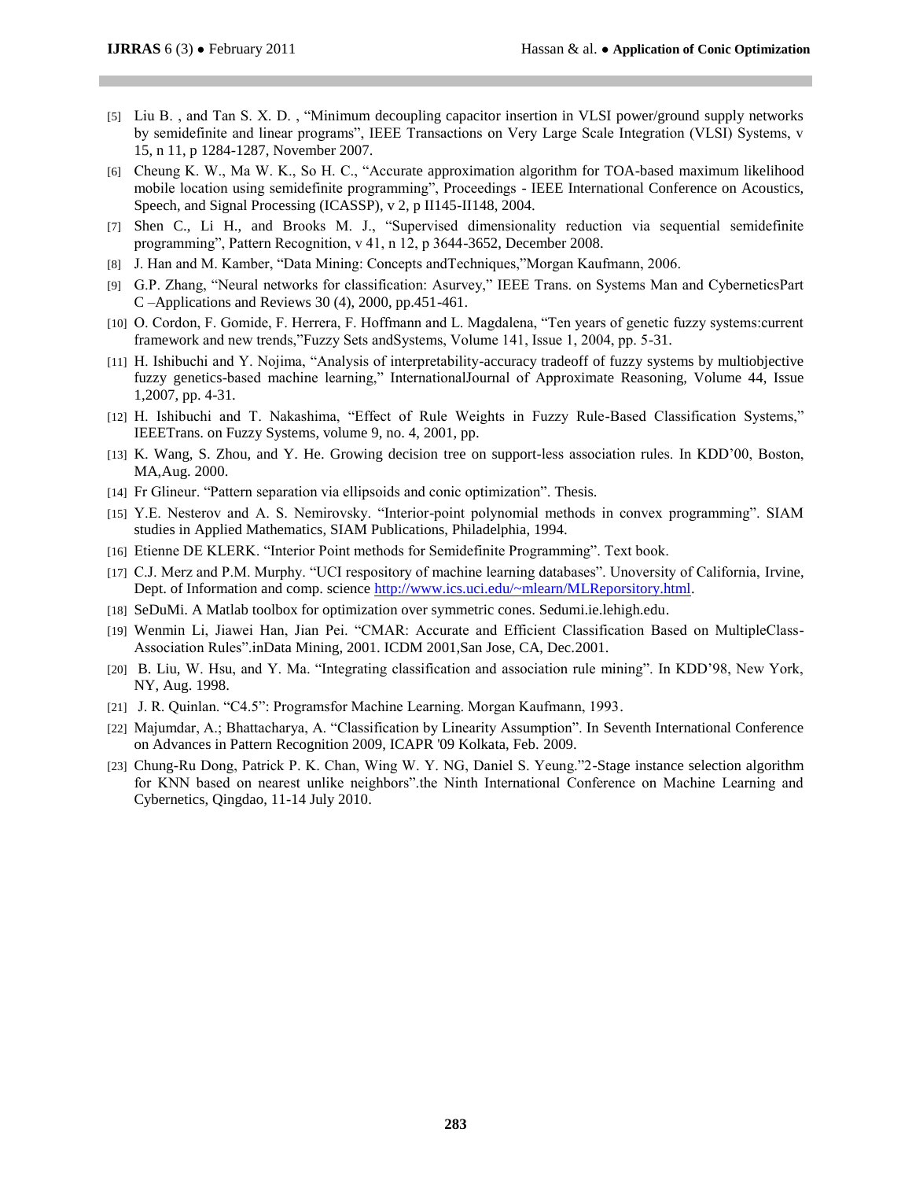[5] Liu B. , and Tan S. X. D. , "Minimum decoupling capacitor insertion in VLSI power/ground supply networks by semidefinite and linear programs", IEEE Transactions on Very Large Scale Integration (VLSI) Systems, v 15, n 11, p 1284-1287, November 2007.

[6] Cheung K. W., Ma W. K., So H. C., "Accurate approximation algorithm for TOA-based maximum likelihood mobile location using semidefinite programming", Proceedings - IEEE International Conference on Acoustics, Speech, and Signal Processing (ICASSP), v 2, p II145-II148, 2004.

[7] Shen C., Li H., and Brooks M. J., "Supervised dimensionality reduction via sequential semidefinite programming", Pattern Recognition, v 41, n 12, p 3644-3652, December 2008.

[8] J. Han and M. Kamber, "Data Mining: Concepts andTechniques,"Morgan Kaufmann, 2006.

[9] G.P. Zhang, "Neural networks for classification: Asurvey," IEEE Trans. on Systems Man and CyberneticsPart C –Applications and Reviews 30 (4), 2000, pp.451-461.

[10] O. Cordon, F. Gomide, F. Herrera, F. Hoffmann and L. Magdalena, "Ten years of genetic fuzzy systems:current framework and new trends,"Fuzzy Sets andSystems, Volume 141, Issue 1, 2004, pp. 5-31.

[11] H. Ishibuchi and Y. Nojima, "Analysis of interpretability-accuracy tradeoff of fuzzy systems by multiobjective fuzzy genetics-based machine learning," InternationalJournal of Approximate Reasoning, Volume 44, Issue 1,2007, pp. 4-31.

[12] H. Ishibuchi and T. Nakashima, "Effect of Rule Weights in Fuzzy Rule-Based Classification Systems," IEEETrans. on Fuzzy Systems, volume 9, no. 4, 2001, pp.

[13] K. Wang, S. Zhou, and Y. He. Growing decision tree on support-less association rules. In KDD'00, Boston, MA,Aug. 2000.

[14] Fr Glineur. "Pattern separation via ellipsoids and conic optimization". Thesis.

[15] Y.E. Nesterov and A. S. Nemirovsky. "Interior-point polynomial methods in convex programming". SIAM studies in Applied Mathematics, SIAM Publications, Philadelphia, 1994.

[16] Etienne DE KLERK. "Interior Point methods for Semidefinite Programming". Text book.

[17] C.J. Merz and P.M. Murphy. "UCI respository of machine learning databases". Unoversity of California, Irvine, Dept. of Information and comp. science http://www.ics.uci.edu/~mlearn/MLReporsitory.html.

[18] SeDuMi. A Matlab toolbox for optimization over symmetric cones. Sedumi.ie.lehigh.edu.

[19] Wenmin Li, Jiawei Han, Jian Pei. "CMAR: Accurate and Efficient Classification Based on MultipleClass-Association Rules".inData Mining, 2001. ICDM 2001,San Jose, CA, Dec.2001.

[20] B. Liu, W. Hsu, and Y. Ma. "Integrating classification and association rule mining". In KDD'98, New York, NY, Aug. 1998.

[21] J. R. Quinlan. "C4.5": Programsfor Machine Learning. Morgan Kaufmann, 1993.

[22] Majumdar, A.; Bhattacharya, A. "Classification by Linearity Assumption". In Seventh International Conference on Advances in Pattern Recognition 2009, ICAPR '09 Kolkata, Feb. 2009.

[23] Chung-Ru Dong, Patrick P. K. Chan, Wing W. Y. NG, Daniel S. Yeung."2-Stage instance selection algorithm for KNN based on nearest unlike neighbors".the Ninth International Conference on Machine Learning and Cybernetics, Qingdao, 11-14 July 2010.